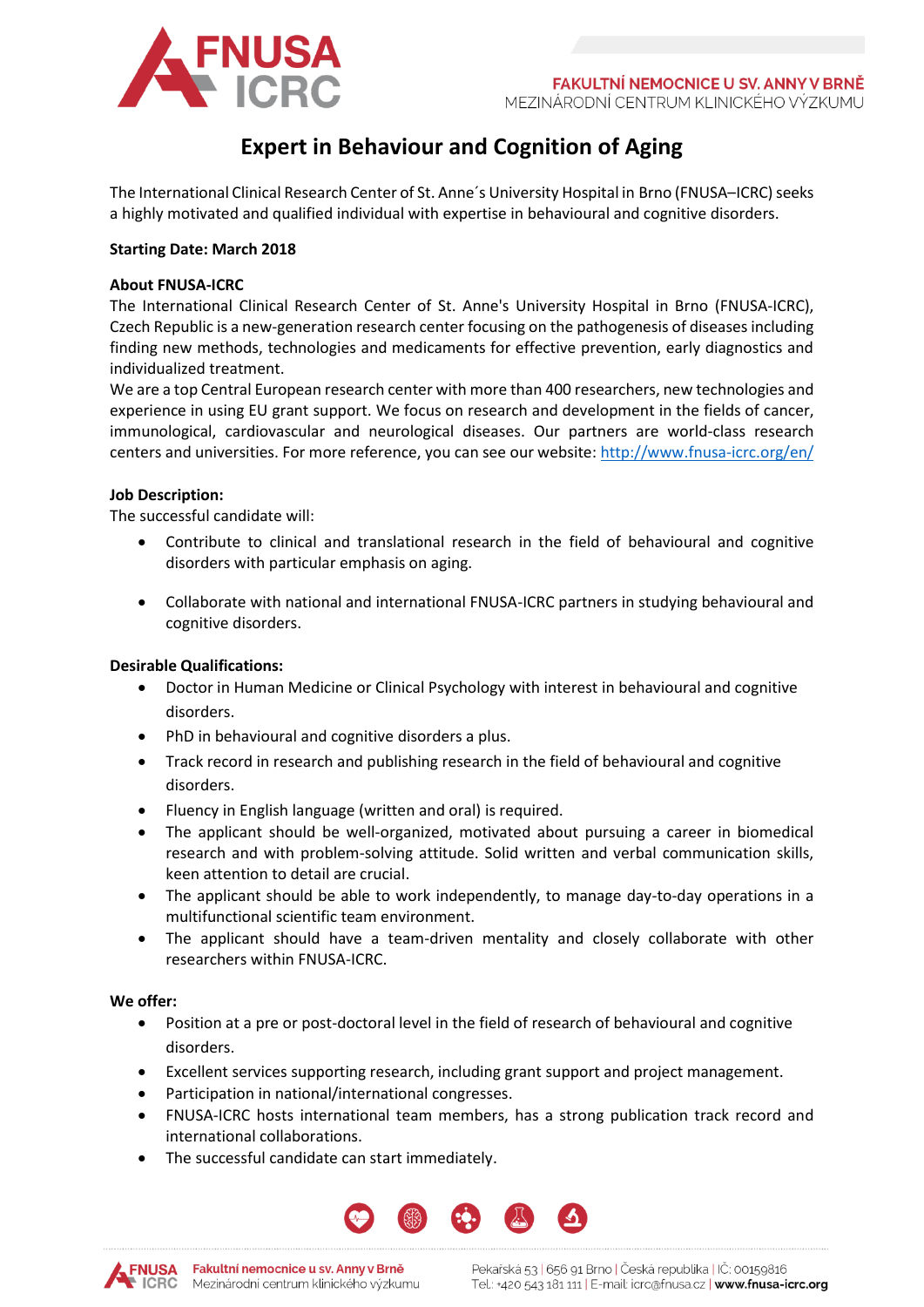# Expert in Behaviour and Cognition of Aging

The International Clinical Research Center of St. Anne´s University Hospital in Brno (FNUSA–ICRC) seeks a highly motivated and qualified individual with expertise in behavioural and cognitive disorders.

**Starting Date: March 2018**

**About FNUSA-ICRC**

The International Clinical Research Center of St. Anne's University Hospital in Brno (FNUSA-ICRC), Czech Republic is a new-generation research center focusing on the pathogenesis of diseases including finding new methods, technologies and medicaments for effective prevention, early diagnostics and individualized treatment.

We are a top Central European research center with more than 400 researchers, new technologies and experience in using EU grant support. We focus on research and development in the fields of cancer, immunological, cardiovascular and neurological diseases. Our partners are world-class research centers and universities. For more reference, you can see our website: http://www.fnusa-icrc.org/en/

**Job Description:**

The successful candidate will:

- Contribute to clinical and translational research in the field of behavioural and cognitive disorders with particular emphasis on aging.
- Collaborate with national and international FNUSA-ICRC partners in studying behavioural and cognitive disorders.

**Desirable Qualifications:**

- Doctor in Human Medicine or Clinical Psychology with interest in behavioural and cognitive disorders.
- PhD in behavioural and cognitive disorders a plus.
- Track record in research and publishing research in the field of behavioural and cognitive disorders.
- Fluency in English language (written and oral) is required.
- The applicant should be well-organized, motivated about pursuing a career in biomedical research and with problem-solving attitude. Solid written and verbal communication skills, keen attention to detail are crucial.
- The applicant should be able to work independently, to manage day-to-day operations in a multifunctional scientific team environment.
- The applicant should have a team-driven mentality and closely collaborate with other researchers within FNUSA-ICRC.

**We offer:**

- Position at a pre or post-doctoral level in the field of research of behavioural and cognitive disorders.
- Excellent services supporting research, including grant support and project management.
- Participation in national/international congresses.
- FNUSA-ICRC hosts international team members, has a strong publication track record and international collaborations.
- The successful candidate can start immediately.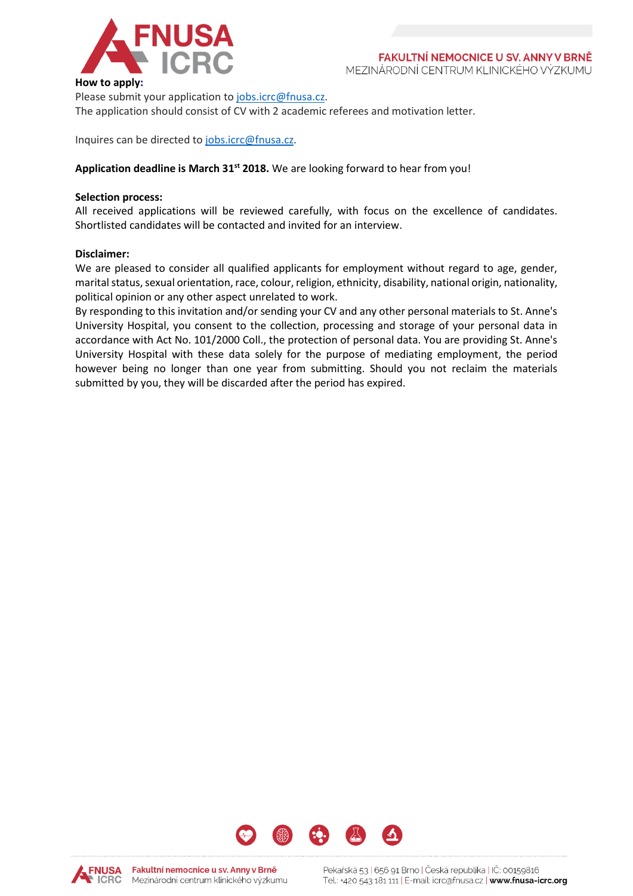**How to apply:**

Please submit your application to jobs.icrc@fnusa.cz.
The application should consist of CV with 2 academic referees and motivation letter.

Inquires can be directed to jobs.icrc@fnusa.cz.

**Application deadline is March 31st 2018.** We are looking forward to hear from you!

**Selection process:**

All received applications will be reviewed carefully, with focus on the excellence of candidates. Shortlisted candidates will be contacted and invited for an interview.

**Disclaimer:**

We are pleased to consider all qualified applicants for employment without regard to age, gender, marital status, sexual orientation, race, colour, religion, ethnicity, disability, national origin, nationality, political opinion or any other aspect unrelated to work.
By responding to this invitation and/or sending your CV and any other personal materials to St. Anne's University Hospital, you consent to the collection, processing and storage of your personal data in accordance with Act No. 101/2000 Coll., the protection of personal data. You are providing St. Anne's University Hospital with these data solely for the purpose of mediating employment, the period however being no longer than one year from submitting. Should you not reclaim the materials submitted by you, they will be discarded after the period has expired.